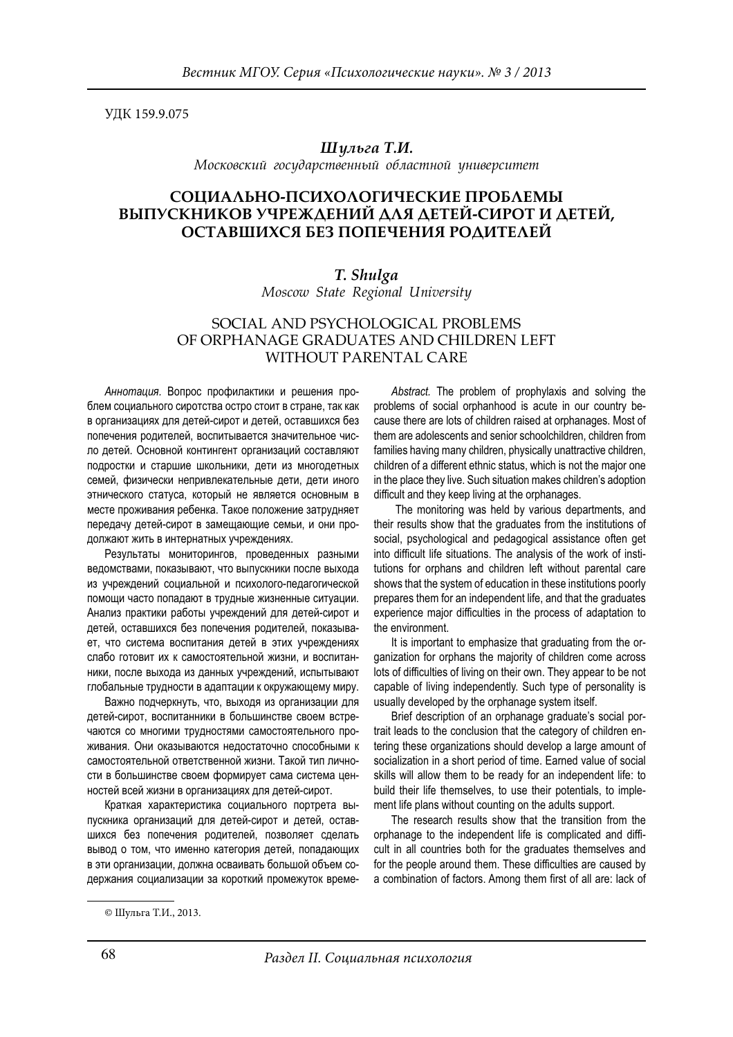УДК 159.9.075

***Шульга Т.И.***

*Московский государственный областной университет*

# СОЦИАЛЬНО-ПСИХОЛОГИЧЕСКИЕ ПРОБЛЕМЫ ВЫПУСКНИКОВ УЧРЕЖДЕНИЙ ДЛЯ ДЕТЕЙ-СИРОТ И ДЕТЕЙ, ОСТАВШИХСЯ БЕЗ ПОПЕЧЕНИЯ РОДИТЕЛЕЙ

***T. Shulga***

*Moscow State Regional University*

# SOCIAL AND PSYCHOLOGICAL PROBLEMS OF ORPHANAGE GRADUATES AND CHILDREN LEFT WITHOUT PARENTAL CARE

*Аннотация.* Вопрос профилактики и решения проблем социального сиротства остро стоит в стране, так как в организациях для детей-сирот и детей, оставшихся без попечения родителей, воспитывается значительное число детей. Основной контингент организаций составляют подростки и старшие школьники, дети из многодетных семей, физически непривлекательные дети, дети иного этнического статуса, который не является основным в месте проживания ребенка. Такое положение затрудняет передачу детей-сирот в замещающие семьи, и они продолжают жить в интернатных учреждениях.

Результаты мониторингов, проведенных разными ведомствами, показывают, что выпускники после выхода из учреждений социальной и психолого-педагогической помощи часто попадают в трудные жизненные ситуации. Анализ практики работы учреждений для детей-сирот и детей, оставшихся без попечения родителей, показывает, что система воспитания детей в этих учреждениях слабо готовит их к самостоятельной жизни, и воспитанники, после выхода из данных учреждений, испытывают глобальные трудности в адаптации к окружающему миру.

Важно подчеркнуть, что, выходя из организации для детей-сирот, воспитанники в большинстве своем встречаются со многими трудностями самостоятельного проживания. Они оказываются недостаточно способными к самостоятельной ответственной жизни. Такой тип личности в большинстве своем формирует сама система ценностей всей жизни в организациях для детей-сирот.

Краткая характеристика социального портрета выпускника организаций для детей-сирот и детей, оставшихся без попечения родителей, позволяет сделать вывод о том, что именно категория детей, попадающих в эти организации, должна осваивать большой объем содержания социализации за короткий промежуток време-

*Abstract.* The problem of prophylaxis and solving the problems of social orphanhood is acute in our country because there are lots of children raised at orphanages. Most of them are adolescents and senior schoolchildren, children from families having many children, physically unattractive children, children of a different ethnic status, which is not the major one in the place they live. Such situation makes children's adoption difficult and they keep living at the orphanages.

The monitoring was held by various departments, and their results show that the graduates from the institutions of social, psychological and pedagogical assistance often get into difficult life situations. The analysis of the work of institutions for orphans and children left without parental care shows that the system of education in these institutions poorly prepares them for an independent life, and that the graduates experience major difficulties in the process of adaptation to the environment.

It is important to emphasize that graduating from the organization for orphans the majority of children come across lots of difficulties of living on their own. They appear to be not capable of living independently. Such type of personality is usually developed by the orphanage system itself.

Brief description of an orphanage graduate's social portrait leads to the conclusion that the category of children entering these organizations should develop a large amount of socialization in a short period of time. Earned value of social skills will allow them to be ready for an independent life: to build their life themselves, to use their potentials, to implement life plans without counting on the adults support.

The research results show that the transition from the orphanage to the independent life is complicated and difficult in all countries both for the graduates themselves and for the people around them. These difficulties are caused by a combination of factors. Among them first of all are: lack of

© Шульга Т.И., 2013.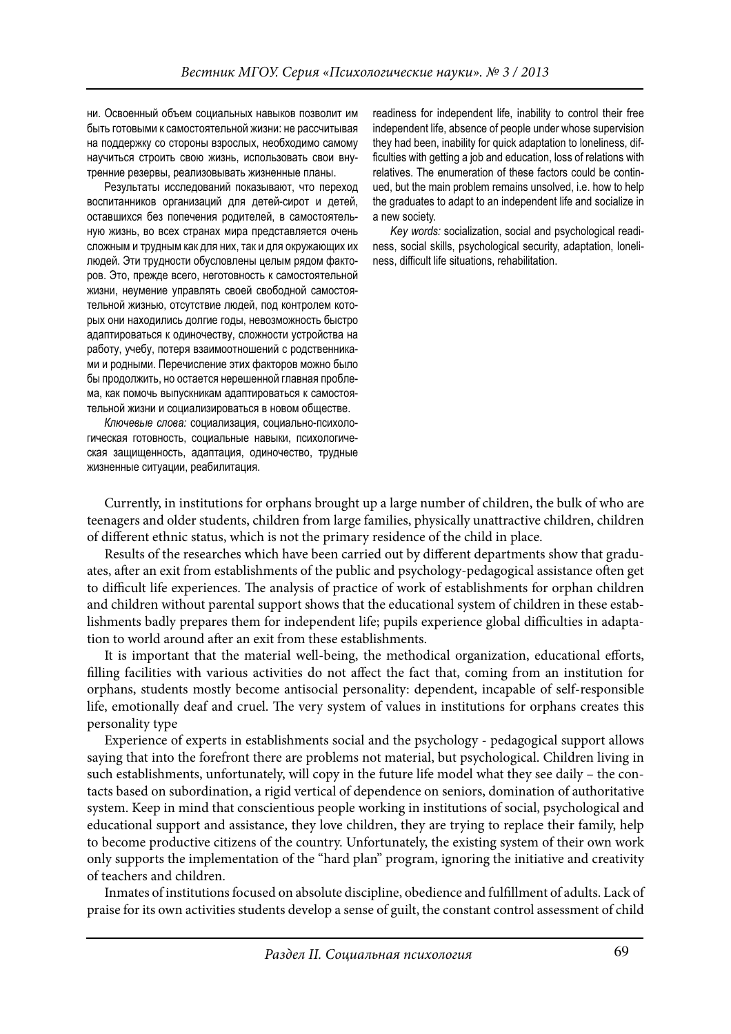ни. Освоенный объем социальных навыков позволит им быть готовыми к самостоятельной жизни: не рассчитывая на поддержку со стороны взрослых, необходимо самому научиться строить свою жизнь, использовать свои внутренние резервы, реализовывать жизненные планы.

Результаты исследований показывают, что переход воспитанников организаций для детей-сирот и детей, оставшихся без попечения родителей, в самостоятельную жизнь, во всех странах мира представляется очень сложным и трудным как для них, так и для окружающих их людей. Эти трудности обусловлены целым рядом факторов. Это, прежде всего, неготовность к самостоятельной жизни, неумение управлять своей свободной самостоятельной жизнью, отсутствие людей, под контролем которых они находились долгие годы, невозможность быстро адаптироваться к одиночеству, сложности устройства на работу, учебу, потеря взаимоотношений с родственниками и родными. Перечисление этих факторов можно было бы продолжить, но остается нерешенной главная проблема, как помочь выпускникам адаптироваться к самостоятельной жизни и социализироваться в новом обществе.

*Ключевые слова:* социализация, социально-психологическая готовность, социальные навыки, психологическая защищенность, адаптация, одиночество, трудные жизненные ситуации, реабилитация.

readiness for independent life, inability to control their free independent life, absence of people under whose supervision they had been, inability for quick adaptation to loneliness, difficulties with getting a job and education, loss of relations with relatives. The enumeration of these factors could be continued, but the main problem remains unsolved, i.e. how to help the graduates to adapt to an independent life and socialize in a new society.

*Key words:* socialization, social and psychological readiness, social skills, psychological security, adaptation, loneliness, difficult life situations, rehabilitation.

Currently, in institutions for orphans brought up a large number of children, the bulk of who are teenagers and older students, children from large families, physically unattractive children, children of different ethnic status, which is not the primary residence of the child in place.

Results of the researches which have been carried out by different departments show that graduates, after an exit from establishments of the public and psychology-pedagogical assistance often get to difficult life experiences. The analysis of practice of work of establishments for orphan children and children without parental support shows that the educational system of children in these establishments badly prepares them for independent life; pupils experience global difficulties in adaptation to world around after an exit from these establishments.

It is important that the material well-being, the methodical organization, educational efforts, filling facilities with various activities do not affect the fact that, coming from an institution for orphans, students mostly become antisocial personality: dependent, incapable of self-responsible life, emotionally deaf and cruel. The very system of values in institutions for orphans creates this personality type

Experience of experts in establishments social and the psychology - pedagogical support allows saying that into the forefront there are problems not material, but psychological. Children living in such establishments, unfortunately, will copy in the future life model what they see daily – the contacts based on subordination, a rigid vertical of dependence on seniors, domination of authoritative system. Keep in mind that conscientious people working in institutions of social, psychological and educational support and assistance, they love children, they are trying to replace their family, help to become productive citizens of the country. Unfortunately, the existing system of their own work only supports the implementation of the "hard plan" program, ignoring the initiative and creativity of teachers and children.

Inmates of institutions focused on absolute discipline, obedience and fulfillment of adults. Lack of praise for its own activities students develop a sense of guilt, the constant control assessment of child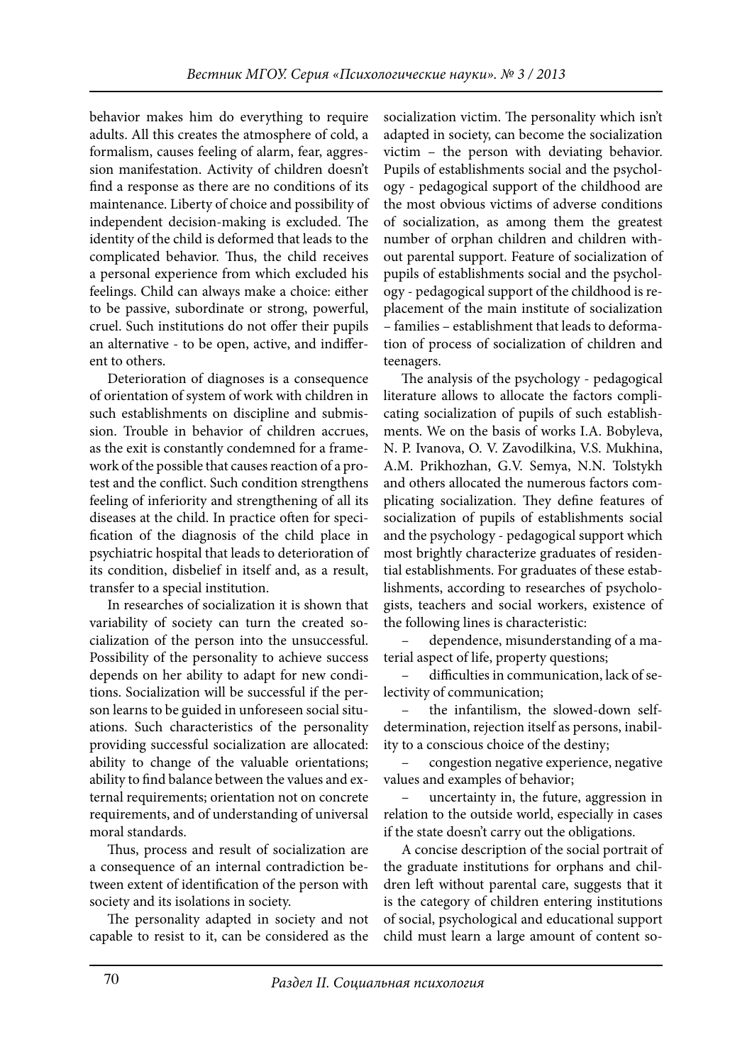behavior makes him do everything to require adults. All this creates the atmosphere of cold, a formalism, causes feeling of alarm, fear, aggression manifestation. Activity of children doesn't find a response as there are no conditions of its maintenance. Liberty of choice and possibility of independent decision-making is excluded. The identity of the child is deformed that leads to the complicated behavior. Thus, the child receives a personal experience from which excluded his feelings. Child can always make a choice: either to be passive, subordinate or strong, powerful, cruel. Such institutions do not offer their pupils an alternative - to be open, active, and indifferent to others.

Deterioration of diagnoses is a consequence of orientation of system of work with children in such establishments on discipline and submission. Trouble in behavior of children accrues, as the exit is constantly condemned for a framework of the possible that causes reaction of a protest and the conflict. Such condition strengthens feeling of inferiority and strengthening of all its diseases at the child. In practice often for specification of the diagnosis of the child place in psychiatric hospital that leads to deterioration of its condition, disbelief in itself and, as a result, transfer to a special institution.

In researches of socialization it is shown that variability of society can turn the created socialization of the person into the unsuccessful. Possibility of the personality to achieve success depends on her ability to adapt for new conditions. Socialization will be successful if the person learns to be guided in unforeseen social situations. Such characteristics of the personality providing successful socialization are allocated: ability to change of the valuable orientations; ability to find balance between the values and external requirements; orientation not on concrete requirements, and of understanding of universal moral standards.

Thus, process and result of socialization are a consequence of an internal contradiction between extent of identification of the person with society and its isolations in society.

The personality adapted in society and not capable to resist to it, can be considered as the socialization victim. The personality which isn't adapted in society, can become the socialization victim – the person with deviating behavior. Pupils of establishments social and the psychology - pedagogical support of the childhood are the most obvious victims of adverse conditions of socialization, as among them the greatest number of orphan children and children without parental support. Feature of socialization of pupils of establishments social and the psychology - pedagogical support of the childhood is replacement of the main institute of socialization – families – establishment that leads to deformation of process of socialization of children and teenagers.

The analysis of the psychology - pedagogical literature allows to allocate the factors complicating socialization of pupils of such establishments. We on the basis of works I.A. Bobyleva, N. P. Ivanova, O. V. Zavodilkina, V.S. Mukhina, A.M. Prikhozhan, G.V. Semya, N.N. Tolstykh and others allocated the numerous factors complicating socialization. They define features of socialization of pupils of establishments social and the psychology - pedagogical support which most brightly characterize graduates of residential establishments. For graduates of these establishments, according to researches of psychologists, teachers and social workers, existence of the following lines is characteristic:

– dependence, misunderstanding of a material aspect of life, property questions;

– difficulties in communication, lack of selectivity of communication;

– the infantilism, the slowed-down self-determination, rejection itself as persons, inability to a conscious choice of the destiny;

– congestion negative experience, negative values and examples of behavior;

– uncertainty in, the future, aggression in relation to the outside world, especially in cases if the state doesn't carry out the obligations.

A concise description of the social portrait of the graduate institutions for orphans and children left without parental care, suggests that it is the category of children entering institutions of social, psychological and educational support child must learn a large amount of content so-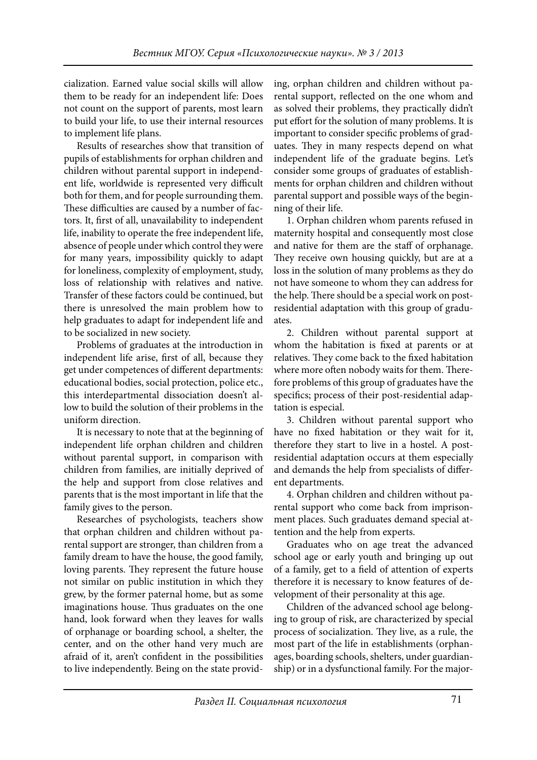cialization. Earned value social skills will allow them to be ready for an independent life: Does not count on the support of parents, most learn to build your life, to use their internal resources to implement life plans.

Results of researches show that transition of pupils of establishments for orphan children and children without parental support in independent life, worldwide is represented very difficult both for them, and for people surrounding them. These difficulties are caused by a number of factors. It, first of all, unavailability to independent life, inability to operate the free independent life, absence of people under which control they were for many years, impossibility quickly to adapt for loneliness, complexity of employment, study, loss of relationship with relatives and native. Transfer of these factors could be continued, but there is unresolved the main problem how to help graduates to adapt for independent life and to be socialized in new society.

Problems of graduates at the introduction in independent life arise, first of all, because they get under competences of different departments: educational bodies, social protection, police etc., this interdepartmental dissociation doesn't allow to build the solution of their problems in the uniform direction.

It is necessary to note that at the beginning of independent life orphan children and children without parental support, in comparison with children from families, are initially deprived of the help and support from close relatives and parents that is the most important in life that the family gives to the person.

Researches of psychologists, teachers show that orphan children and children without parental support are stronger, than children from a family dream to have the house, the good family, loving parents. They represent the future house not similar on public institution in which they grew, by the former paternal home, but as some imaginations house. Thus graduates on the one hand, look forward when they leaves for walls of orphanage or boarding school, a shelter, the center, and on the other hand very much are afraid of it, aren't confident in the possibilities to live independently. Being on the state providing, orphan children and children without parental support, reflected on the one whom and as solved their problems, they practically didn't put effort for the solution of many problems. It is important to consider specific problems of graduates. They in many respects depend on what independent life of the graduate begins. Let's consider some groups of graduates of establishments for orphan children and children without parental support and possible ways of the beginning of their life.

1. Orphan children whom parents refused in maternity hospital and consequently most close and native for them are the staff of orphanage. They receive own housing quickly, but are at a loss in the solution of many problems as they do not have someone to whom they can address for the help. There should be a special work on post-residential adaptation with this group of graduates.

2. Children without parental support at whom the habitation is fixed at parents or at relatives. They come back to the fixed habitation where more often nobody waits for them. Therefore problems of this group of graduates have the specifics; process of their post-residential adaptation is especial.

3. Children without parental support who have no fixed habitation or they wait for it, therefore they start to live in a hostel. A post-residential adaptation occurs at them especially and demands the help from specialists of different departments.

4. Orphan children and children without parental support who come back from imprisonment places. Such graduates demand special attention and the help from experts.

Graduates who on age treat the advanced school age or early youth and bringing up out of a family, get to a field of attention of experts therefore it is necessary to know features of development of their personality at this age.

Children of the advanced school age belonging to group of risk, are characterized by special process of socialization. They live, as a rule, the most part of the life in establishments (orphanages, boarding schools, shelters, under guardianship) or in a dysfunctional family. For the major-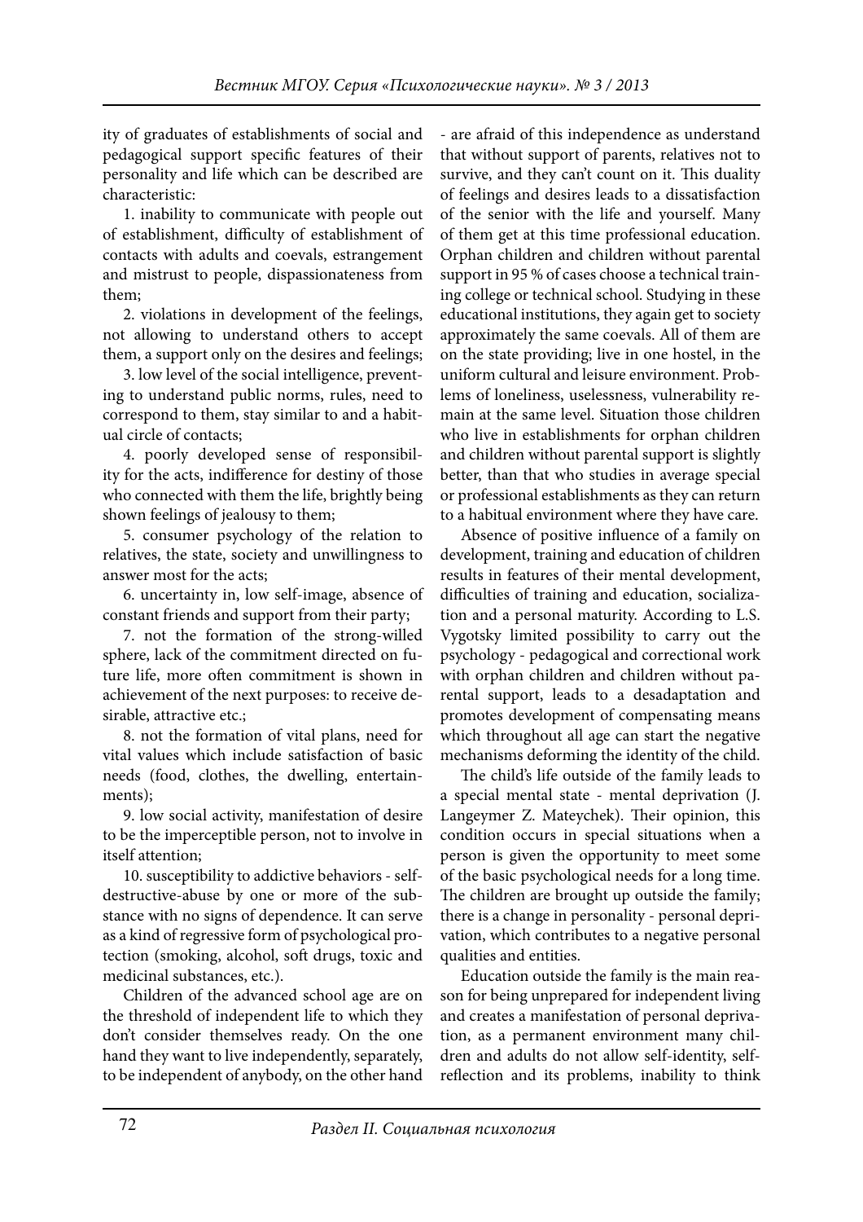ity of graduates of establishments of social and pedagogical support specific features of their personality and life which can be described are characteristic:

1. inability to communicate with people out of establishment, difficulty of establishment of contacts with adults and coevals, estrangement and mistrust to people, dispassionateness from them;

2. violations in development of the feelings, not allowing to understand others to accept them, a support only on the desires and feelings;

3. low level of the social intelligence, preventing to understand public norms, rules, need to correspond to them, stay similar to and a habitual circle of contacts;

4. poorly developed sense of responsibility for the acts, indifference for destiny of those who connected with them the life, brightly being shown feelings of jealousy to them;

5. consumer psychology of the relation to relatives, the state, society and unwillingness to answer most for the acts;

6. uncertainty in, low self-image, absence of constant friends and support from their party;

7. not the formation of the strong-willed sphere, lack of the commitment directed on future life, more often commitment is shown in achievement of the next purposes: to receive desirable, attractive etc.;

8. not the formation of vital plans, need for vital values which include satisfaction of basic needs (food, clothes, the dwelling, entertainments);

9. low social activity, manifestation of desire to be the imperceptible person, not to involve in itself attention;

10. susceptibility to addictive behaviors - self-destructive-abuse by one or more of the substance with no signs of dependence. It can serve as a kind of regressive form of psychological protection (smoking, alcohol, soft drugs, toxic and medicinal substances, etc.).

Children of the advanced school age are on the threshold of independent life to which they don't consider themselves ready. On the one hand they want to live independently, separately, to be independent of anybody, on the other hand - are afraid of this independence as understand that without support of parents, relatives not to survive, and they can't count on it. This duality of feelings and desires leads to a dissatisfaction of the senior with the life and yourself. Many of them get at this time professional education. Orphan children and children without parental support in 95 % of cases choose a technical training college or technical school. Studying in these educational institutions, they again get to society approximately the same coevals. All of them are on the state providing; live in one hostel, in the uniform cultural and leisure environment. Problems of loneliness, uselessness, vulnerability remain at the same level. Situation those children who live in establishments for orphan children and children without parental support is slightly better, than that who studies in average special or professional establishments as they can return to a habitual environment where they have care.

Absence of positive influence of a family on development, training and education of children results in features of their mental development, difficulties of training and education, socialization and a personal maturity. According to L.S. Vygotsky limited possibility to carry out the psychology - pedagogical and correctional work with orphan children and children without parental support, leads to a desadaptation and promotes development of compensating means which throughout all age can start the negative mechanisms deforming the identity of the child.

The child's life outside of the family leads to a special mental state - mental deprivation (J. Langeymer Z. Mateychek). Their opinion, this condition occurs in special situations when a person is given the opportunity to meet some of the basic psychological needs for a long time. The children are brought up outside the family; there is a change in personality - personal deprivation, which contributes to a negative personal qualities and entities.

Education outside the family is the main reason for being unprepared for independent living and creates a manifestation of personal deprivation, as a permanent environment many children and adults do not allow self-identity, self-reflection and its problems, inability to think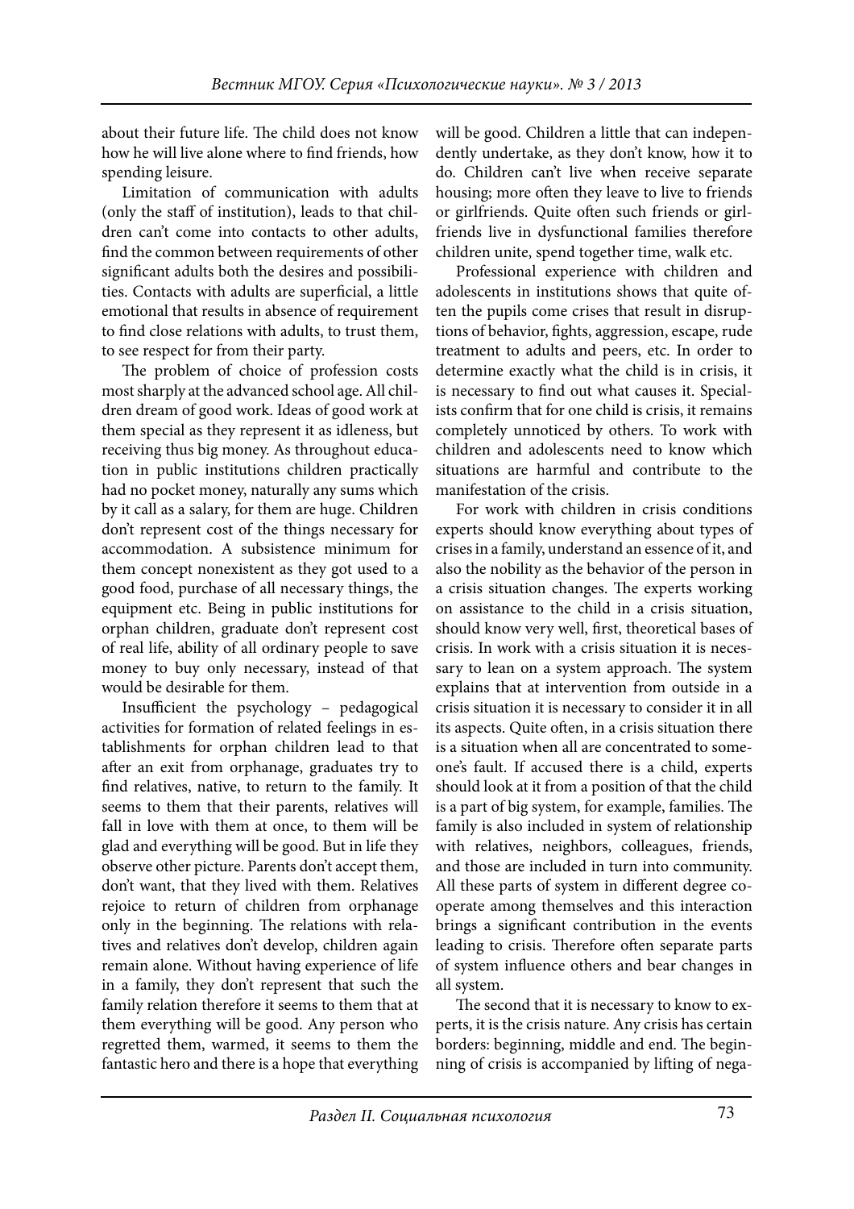about their future life. The child does not know how he will live alone where to find friends, how spending leisure.

Limitation of communication with adults (only the staff of institution), leads to that children can't come into contacts to other adults, find the common between requirements of other significant adults both the desires and possibilities. Contacts with adults are superficial, a little emotional that results in absence of requirement to find close relations with adults, to trust them, to see respect for from their party.

The problem of choice of profession costs most sharply at the advanced school age. All children dream of good work. Ideas of good work at them special as they represent it as idleness, but receiving thus big money. As throughout education in public institutions children practically had no pocket money, naturally any sums which by it call as a salary, for them are huge. Children don't represent cost of the things necessary for accommodation. A subsistence minimum for them concept nonexistent as they got used to a good food, purchase of all necessary things, the equipment etc. Being in public institutions for orphan children, graduate don't represent cost of real life, ability of all ordinary people to save money to buy only necessary, instead of that would be desirable for them.

Insufficient the psychology – pedagogical activities for formation of related feelings in establishments for orphan children lead to that after an exit from orphanage, graduates try to find relatives, native, to return to the family. It seems to them that their parents, relatives will fall in love with them at once, to them will be glad and everything will be good. But in life they observe other picture. Parents don't accept them, don't want, that they lived with them. Relatives rejoice to return of children from orphanage only in the beginning. The relations with relatives and relatives don't develop, children again remain alone. Without having experience of life in a family, they don't represent that such the family relation therefore it seems to them that at them everything will be good. Any person who regretted them, warmed, it seems to them the fantastic hero and there is a hope that everything will be good. Children a little that can independently undertake, as they don't know, how it to do. Children can't live when receive separate housing; more often they leave to live to friends or girlfriends. Quite often such friends or girlfriends live in dysfunctional families therefore children unite, spend together time, walk etc.

Professional experience with children and adolescents in institutions shows that quite often the pupils come crises that result in disruptions of behavior, fights, aggression, escape, rude treatment to adults and peers, etc. In order to determine exactly what the child is in crisis, it is necessary to find out what causes it. Specialists confirm that for one child is crisis, it remains completely unnoticed by others. To work with children and adolescents need to know which situations are harmful and contribute to the manifestation of the crisis.

For work with children in crisis conditions experts should know everything about types of crises in a family, understand an essence of it, and also the nobility as the behavior of the person in a crisis situation changes. The experts working on assistance to the child in a crisis situation, should know very well, first, theoretical bases of crisis. In work with a crisis situation it is necessary to lean on a system approach. The system explains that at intervention from outside in a crisis situation it is necessary to consider it in all its aspects. Quite often, in a crisis situation there is a situation when all are concentrated to someone's fault. If accused there is a child, experts should look at it from a position of that the child is a part of big system, for example, families. The family is also included in system of relationship with relatives, neighbors, colleagues, friends, and those are included in turn into community. All these parts of system in different degree cooperate among themselves and this interaction brings a significant contribution in the events leading to crisis. Therefore often separate parts of system influence others and bear changes in all system.

The second that it is necessary to know to experts, it is the crisis nature. Any crisis has certain borders: beginning, middle and end. The beginning of crisis is accompanied by lifting of nega-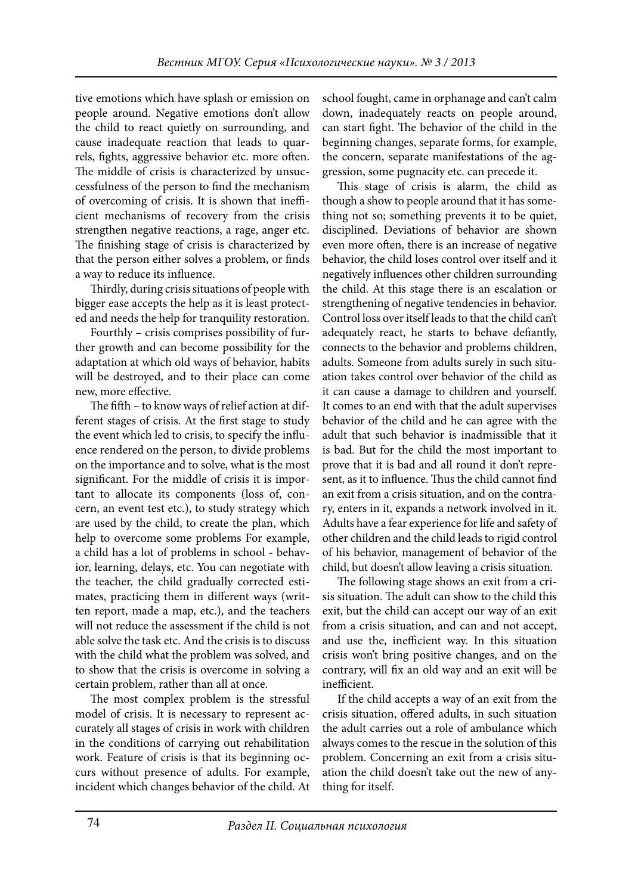tive emotions which have splash or emission on people around. Negative emotions don't allow the child to react quietly on surrounding, and cause inadequate reaction that leads to quarrels, fights, aggressive behavior etc. more often. The middle of crisis is characterized by unsuccessfulness of the person to find the mechanism of overcoming of crisis. It is shown that inefficient mechanisms of recovery from the crisis strengthen negative reactions, a rage, anger etc. The finishing stage of crisis is characterized by that the person either solves a problem, or finds a way to reduce its influence.

Thirdly, during crisis situations of people with bigger ease accepts the help as it is least protected and needs the help for tranquility restoration.

Fourthly – crisis comprises possibility of further growth and can become possibility for the adaptation at which old ways of behavior, habits will be destroyed, and to their place can come new, more effective.

The fifth – to know ways of relief action at different stages of crisis. At the first stage to study the event which led to crisis, to specify the influence rendered on the person, to divide problems on the importance and to solve, what is the most significant. For the middle of crisis it is important to allocate its components (loss of, concern, an event test etc.), to study strategy which are used by the child, to create the plan, which help to overcome some problems For example, a child has a lot of problems in school - behavior, learning, delays, etc. You can negotiate with the teacher, the child gradually corrected estimates, practicing them in different ways (written report, made a map, etc.), and the teachers will not reduce the assessment if the child is not able solve the task etc. And the crisis is to discuss with the child what the problem was solved, and to show that the crisis is overcome in solving a certain problem, rather than all at once.

The most complex problem is the stressful model of crisis. It is necessary to represent accurately all stages of crisis in work with children in the conditions of carrying out rehabilitation work. Feature of crisis is that its beginning occurs without presence of adults. For example, incident which changes behavior of the child. At school fought, came in orphanage and can't calm down, inadequately reacts on people around, can start fight. The behavior of the child in the beginning changes, separate forms, for example, the concern, separate manifestations of the aggression, some pugnacity etc. can precede it.

This stage of crisis is alarm, the child as though a show to people around that it has something not so; something prevents it to be quiet, disciplined. Deviations of behavior are shown even more often, there is an increase of negative behavior, the child loses control over itself and it negatively influences other children surrounding the child. At this stage there is an escalation or strengthening of negative tendencies in behavior. Control loss over itself leads to that the child can't adequately react, he starts to behave defiantly, connects to the behavior and problems children, adults. Someone from adults surely in such situation takes control over behavior of the child as it can cause a damage to children and yourself. It comes to an end with that the adult supervises behavior of the child and he can agree with the adult that such behavior is inadmissible that it is bad. But for the child the most important to prove that it is bad and all round it don't represent, as it to influence. Thus the child cannot find an exit from a crisis situation, and on the contrary, enters in it, expands a network involved in it. Adults have a fear experience for life and safety of other children and the child leads to rigid control of his behavior, management of behavior of the child, but doesn't allow leaving a crisis situation.

The following stage shows an exit from a crisis situation. The adult can show to the child this exit, but the child can accept our way of an exit from a crisis situation, and can and not accept, and use the, inefficient way. In this situation crisis won't bring positive changes, and on the contrary, will fix an old way and an exit will be inefficient.

If the child accepts a way of an exit from the crisis situation, offered adults, in such situation the adult carries out a role of ambulance which always comes to the rescue in the solution of this problem. Concerning an exit from a crisis situation the child doesn't take out the new of anything for itself.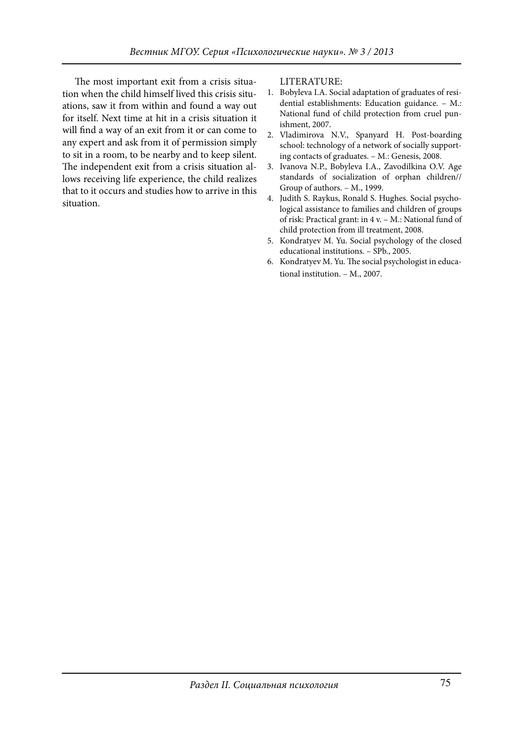The most important exit from a crisis situation when the child himself lived this crisis situations, saw it from within and found a way out for itself. Next time at hit in a crisis situation it will find a way of an exit from it or can come to any expert and ask from it of permission simply to sit in a room, to be nearby and to keep silent. The independent exit from a crisis situation allows receiving life experience, the child realizes that to it occurs and studies how to arrive in this situation.

LITERATURE:

1. Bobyleva I.A. Social adaptation of graduates of residential establishments: Education guidance. – M.: National fund of child protection from cruel punishment, 2007.
2. Vladimirova N.V., Spanyard H. Post-boarding school: technology of a network of socially supporting contacts of graduates. – M.: Genesis, 2008.
3. Ivanova N.P., Bobyleva I.A., Zavodilkina O.V. Age standards of socialization of orphan children// Group of authors. – M., 1999.
4. Judith S. Raykus, Ronald S. Hughes. Social psychological assistance to families and children of groups of risk: Practical grant: in 4 v. – M.: National fund of child protection from ill treatment, 2008.
5. Kondratyev M. Yu. Social psychology of the closed educational institutions. – SPb., 2005.
6. Kondratyev M. Yu. The social psychologist in educational institution. – M., 2007.